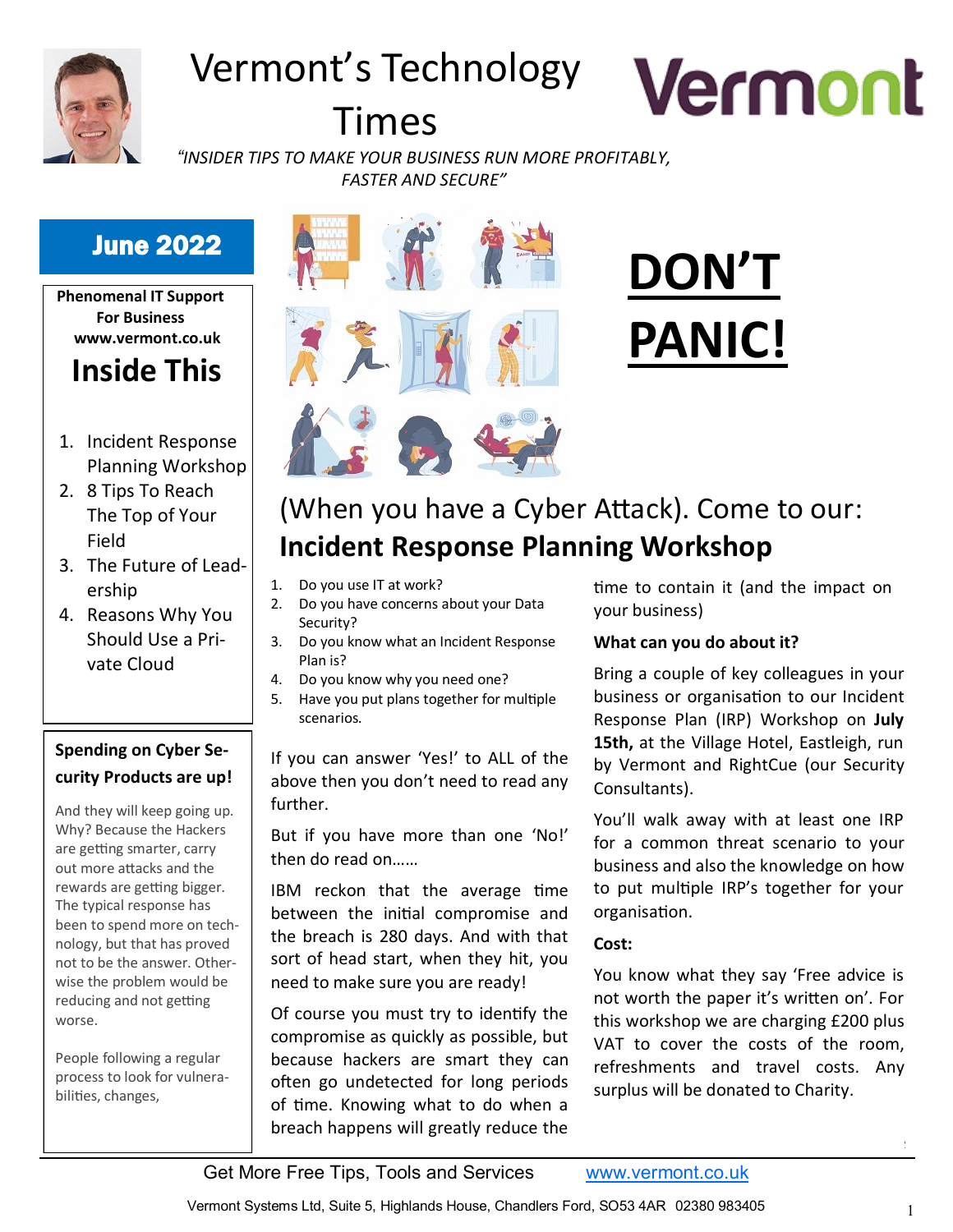# Vermont's Technology Times

*"INSIDER TIPS TO MAKE YOUR BUSINESS RUN MORE PROFITABLY, FASTER AND SECURE"*

**June 2022**

**Phenomenal IT Support For Business**
**www.vermont.co.uk**

## Inside This

1. Incident Response Planning Workshop
2. 8 Tips To Reach The Top of Your Field
3. The Future of Leadership
4. Reasons Why You Should Use a Private Cloud

### Spending on Cyber Security Products are up!

And they will keep going up. Why? Because the Hackers are getting smarter, carry out more attacks and the rewards are getting bigger. The typical response has been to spend more on technology, but that has proved not to be the answer. Otherwise the problem would be reducing and not getting worse.

People following a regular process to look for vulnerabilities, changes,

# DON'T PANIC!

## (When you have a Cyber Attack). Come to our: **Incident Response Planning Workshop**

1. Do you use IT at work?
2. Do you have concerns about your Data Security?
3. Do you know what an Incident Response Plan is?
4. Do you know why you need one?
5. Have you put plans together for multiple scenarios.

If you can answer 'Yes!' to ALL of the above then you don't need to read any further.

But if you have more than one 'No!' then do read on……

IBM reckon that the average time between the initial compromise and the breach is 280 days. And with that sort of head start, when they hit, you need to make sure you are ready!

Of course you must try to identify the compromise as quickly as possible, but because hackers are smart they can often go undetected for long periods of time. Knowing what to do when a breach happens will greatly reduce the time to contain it (and the impact on your business)

**What can you do about it?**

Bring a couple of key colleagues in your business or organisation to our Incident Response Plan (IRP) Workshop on **July 15th,** at the Village Hotel, Eastleigh, run by Vermont and RightCue (our Security Consultants).

You'll walk away with at least one IRP for a common threat scenario to your business and also the knowledge on how to put multiple IRP's together for your organisation.

**Cost:**

You know what they say 'Free advice is not worth the paper it's written on'. For this workshop we are charging £200 plus VAT to cover the costs of the room, refreshments and travel costs. Any surplus will be donated to Charity.

Get More Free Tips, Tools and Services www.vermont.co.uk

Vermont Systems Ltd, Suite 5, Highlands House, Chandlers Ford, SO53 4AR 02380 983405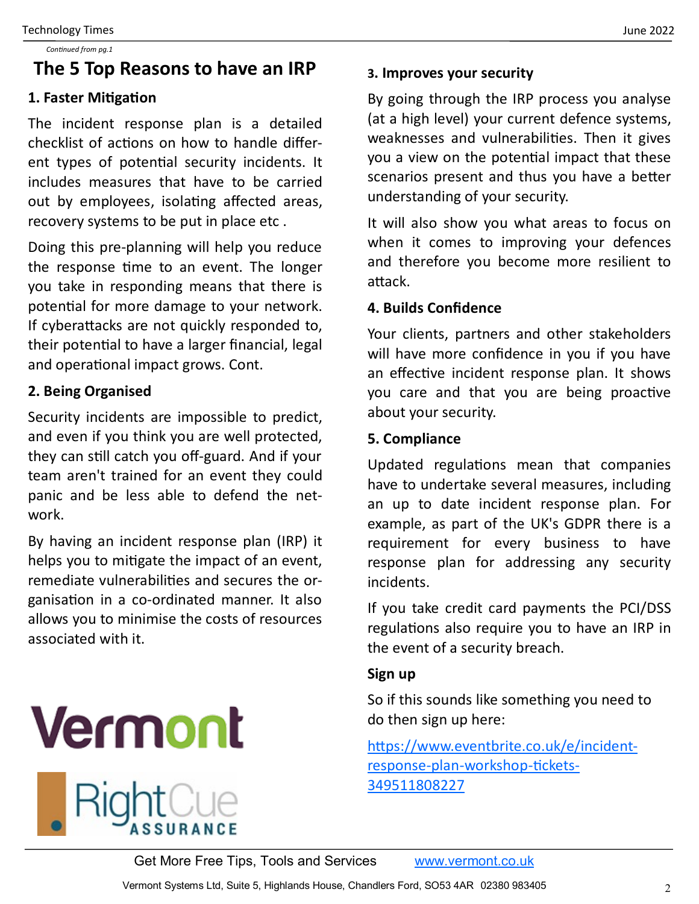*Continued from pg.1*

# The 5 Top Reasons to have an IRP

## 1. Faster Mitigation

The incident response plan is a detailed checklist of actions on how to handle different types of potential security incidents. It includes measures that have to be carried out by employees, isolating affected areas, recovery systems to be put in place etc .

Doing this pre-planning will help you reduce the response time to an event. The longer you take in responding means that there is potential for more damage to your network. If cyberattacks are not quickly responded to, their potential to have a larger financial, legal and operational impact grows. Cont.

## 2. Being Organised

Security incidents are impossible to predict, and even if you think you are well protected, they can still catch you off-guard. And if your team aren't trained for an event they could panic and be less able to defend the network.

By having an incident response plan (IRP) it helps you to mitigate the impact of an event, remediate vulnerabilities and secures the organisation in a co-ordinated manner. It also allows you to minimise the costs of resources associated with it.

## 3. Improves your security

By going through the IRP process you analyse (at a high level) your current defence systems, weaknesses and vulnerabilities. Then it gives you a view on the potential impact that these scenarios present and thus you have a better understanding of your security.

It will also show you what areas to focus on when it comes to improving your defences and therefore you become more resilient to attack.

## 4. Builds Confidence

Your clients, partners and other stakeholders will have more confidence in you if you have an effective incident response plan. It shows you care and that you are being proactive about your security.

## 5. Compliance

Updated regulations mean that companies have to undertake several measures, including an up to date incident response plan. For example, as part of the UK's GDPR there is a requirement for every business to have response plan for addressing any security incidents.

If you take credit card payments the PCI/DSS regulations also require you to have an IRP in the event of a security breach.

## Sign up

So if this sounds like something you need to do then sign up here:

https://www.eventbrite.co.uk/e/incident-response-plan-workshop-tickets-349511808227

Vermont

RightCue ASSURANCE

Get More Free Tips, Tools and Services www.vermont.co.uk

Vermont Systems Ltd, Suite 5, Highlands House, Chandlers Ford, SO53 4AR 02380 983405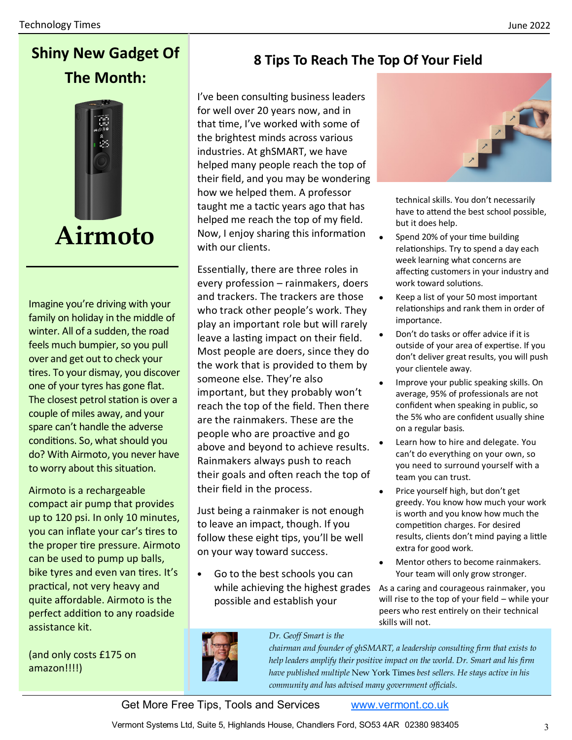## Shiny New Gadget Of The Month:

# Airmoto

Imagine you're driving with your family on holiday in the middle of winter. All of a sudden, the road feels much bumpier, so you pull over and get out to check your tires. To your dismay, you discover one of your tyres has gone flat. The closest petrol station is over a couple of miles away, and your spare can't handle the adverse conditions. So, what should you do? With Airmoto, you never have to worry about this situation.

Airmoto is a rechargeable compact air pump that provides up to 120 psi. In only 10 minutes, you can inflate your car's tires to the proper tire pressure. Airmoto can be used to pump up balls, bike tyres and even van tires. It's practical, not very heavy and quite affordable. Airmoto is the perfect addition to any roadside assistance kit.

(and only costs £175 on amazon!!!!)

## 8 Tips To Reach The Top Of Your Field

I've been consulting business leaders for well over 20 years now, and in that time, I've worked with some of the brightest minds across various industries. At ghSMART, we have helped many people reach the top of their field, and you may be wondering how we helped them. A professor taught me a tactic years ago that has helped me reach the top of my field. Now, I enjoy sharing this information with our clients.

Essentially, there are three roles in every profession – rainmakers, doers and trackers. The trackers are those who track other people's work. They play an important role but will rarely leave a lasting impact on their field. Most people are doers, since they do the work that is provided to them by someone else. They're also important, but they probably won't reach the top of the field. Then there are the rainmakers. These are the people who are proactive and go above and beyond to achieve results. Rainmakers always push to reach their goals and often reach the top of their field in the process.

Just being a rainmaker is not enough to leave an impact, though. If you follow these eight tips, you'll be well on your way toward success.

- Go to the best schools you can while achieving the highest grades possible and establish your technical skills. You don't necessarily have to attend the best school possible, but it does help.
- Spend 20% of your time building relationships. Try to spend a day each week learning what concerns are affecting customers in your industry and work toward solutions.
- Keep a list of your 50 most important relationships and rank them in order of importance.
- Don't do tasks or offer advice if it is outside of your area of expertise. If you don't deliver great results, you will push your clientele away.
- Improve your public speaking skills. On average, 95% of professionals are not confident when speaking in public, so the 5% who are confident usually shine on a regular basis.
- Learn how to hire and delegate. You can't do everything on your own, so you need to surround yourself with a team you can trust.
- Price yourself high, but don't get greedy. You know how much your work is worth and you know how much the competition charges. For desired results, clients don't mind paying a little extra for good work.
- Mentor others to become rainmakers. Your team will only grow stronger.

As a caring and courageous rainmaker, you will rise to the top of your field – while your peers who rest entirely on their technical skills will not.

*Dr. Geoff Smart is the chairman and founder of ghSMART, a leadership consulting firm that exists to help leaders amplify their positive impact on the world. Dr. Smart and his firm have published multiple* New York Times *best sellers. He stays active in his community and has advised many government officials.*

Get More Free Tips, Tools and Services www.vermont.co.uk

Vermont Systems Ltd, Suite 5, Highlands House, Chandlers Ford, SO53 4AR 02380 983405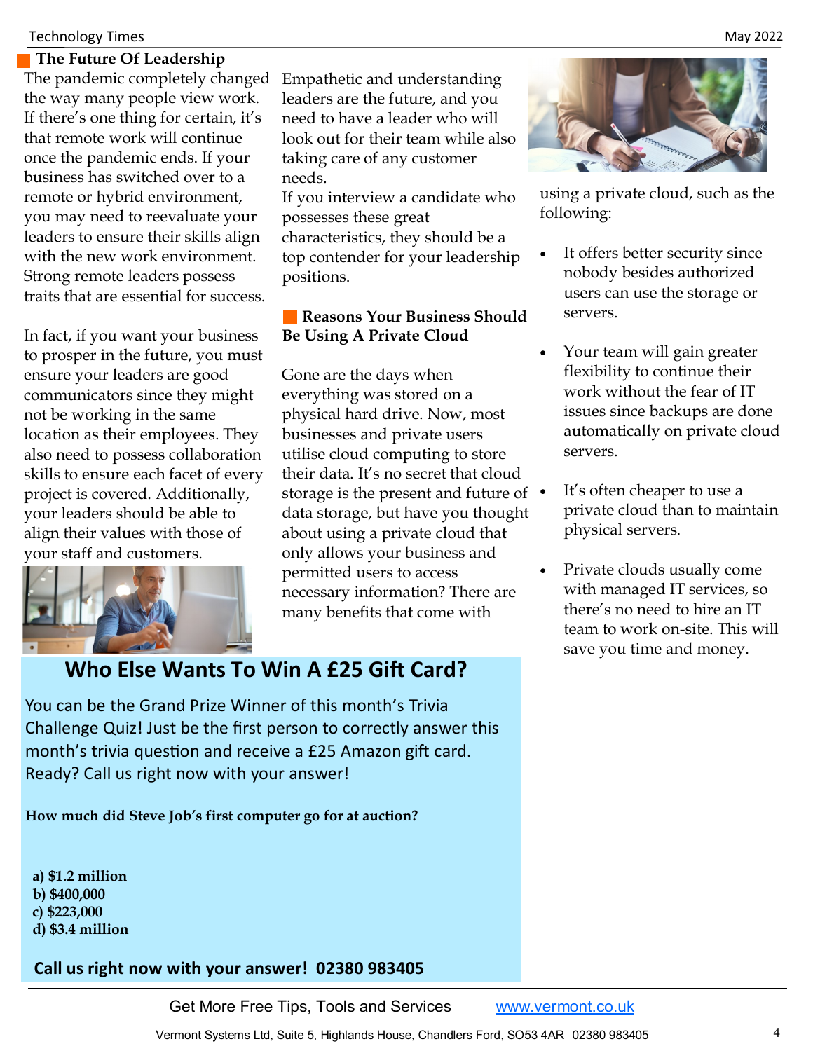## The Future Of Leadership

The pandemic completely changed the way many people view work. If there's one thing for certain, it's that remote work will continue once the pandemic ends. If your business has switched over to a remote or hybrid environment, you may need to reevaluate your leaders to ensure their skills align with the new work environment. Strong remote leaders possess traits that are essential for success.

In fact, if you want your business to prosper in the future, you must ensure your leaders are good communicators since they might not be working in the same location as their employees. They also need to possess collaboration skills to ensure each facet of every project is covered. Additionally, your leaders should be able to align their values with those of your staff and customers.

Empathetic and understanding leaders are the future, and you need to have a leader who will look out for their team while also taking care of any customer needs.

If you interview a candidate who possesses these great characteristics, they should be a top contender for your leadership positions.

## Reasons Your Business Should Be Using A Private Cloud

Gone are the days when everything was stored on a physical hard drive. Now, most businesses and private users utilise cloud computing to store their data. It's no secret that cloud storage is the present and future of data storage, but have you thought about using a private cloud that only allows your business and permitted users to access necessary information? There are many benefits that come with using a private cloud, such as the following:

- It offers better security since nobody besides authorized users can use the storage or servers.
- Your team will gain greater flexibility to continue their work without the fear of IT issues since backups are done automatically on private cloud servers.
- It's often cheaper to use a private cloud than to maintain physical servers.
- Private clouds usually come with managed IT services, so there's no need to hire an IT team to work on-site. This will save you time and money.

## Who Else Wants To Win A £25 Gift Card?

You can be the Grand Prize Winner of this month's Trivia Challenge Quiz! Just be the first person to correctly answer this month's trivia question and receive a £25 Amazon gift card. Ready? Call us right now with your answer!

**How much did Steve Job's first computer go for at auction?**

**a) $1.2 million**
**b) $400,000**
**c) $223,000**
**d) $3.4 million**

**Call us right now with your answer! 02380 983405**

Get More Free Tips, Tools and Services www.vermont.co.uk

Vermont Systems Ltd, Suite 5, Highlands House, Chandlers Ford, SO53 4AR 02380 983405